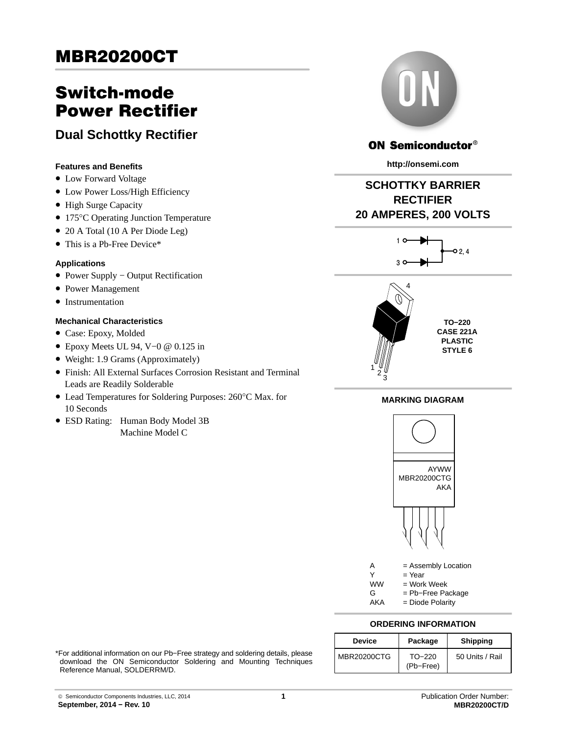# MBR20200CT

## Switch-mode Power Rectifier

### Dual Schottky Rectifier

**Features and Benefits**

- Low Forward Voltage
- Low Power Loss/High Efficiency
- High Surge Capacity
- 175°C Operating Junction Temperature
- 20 A Total (10 A Per Diode Leg)
- This is a Pb-Free Device*

**Applications**

- Power Supply − Output Rectification
- Power Management
- Instrumentation

**Mechanical Characteristics**

- Case: Epoxy, Molded
- Epoxy Meets UL 94, V−0 @ 0.125 in
- Weight: 1.9 Grams (Approximately)
- Finish: All External Surfaces Corrosion Resistant and Terminal Leads are Readily Solderable
- Lead Temperatures for Soldering Purposes: 260°C Max. for 10 Seconds
- ESD Rating: Human Body Model 3B
  Machine Model C

ON Semiconductor®

http://onsemi.com

**SCHOTTKY BARRIER RECTIFIER**
**20 AMPERES, 200 VOLTS**

1, 3 → 2, 4

**TO−220**
**CASE 221A**
**PLASTIC**
**STYLE 6**

**MARKING DIAGRAM**

AYWW
MBR20200CTG
AKA

A = Assembly Location
Y = Year
WW = Work Week
G = Pb−Free Package
AKA = Diode Polarity

**ORDERING INFORMATION**

| Device | Package | Shipping |
| --- | --- | --- |
| MBR20200CTG | TO−220 (Pb−Free) | 50 Units / Rail |

*For additional information on our Pb−Free strategy and soldering details, please download the ON Semiconductor Soldering and Mounting Techniques Reference Manual, SOLDERRM/D.

© Semiconductor Components Industries, LLC, 2014
September, 2014 − Rev. 10

Publication Order Number:
MBR20200CT/D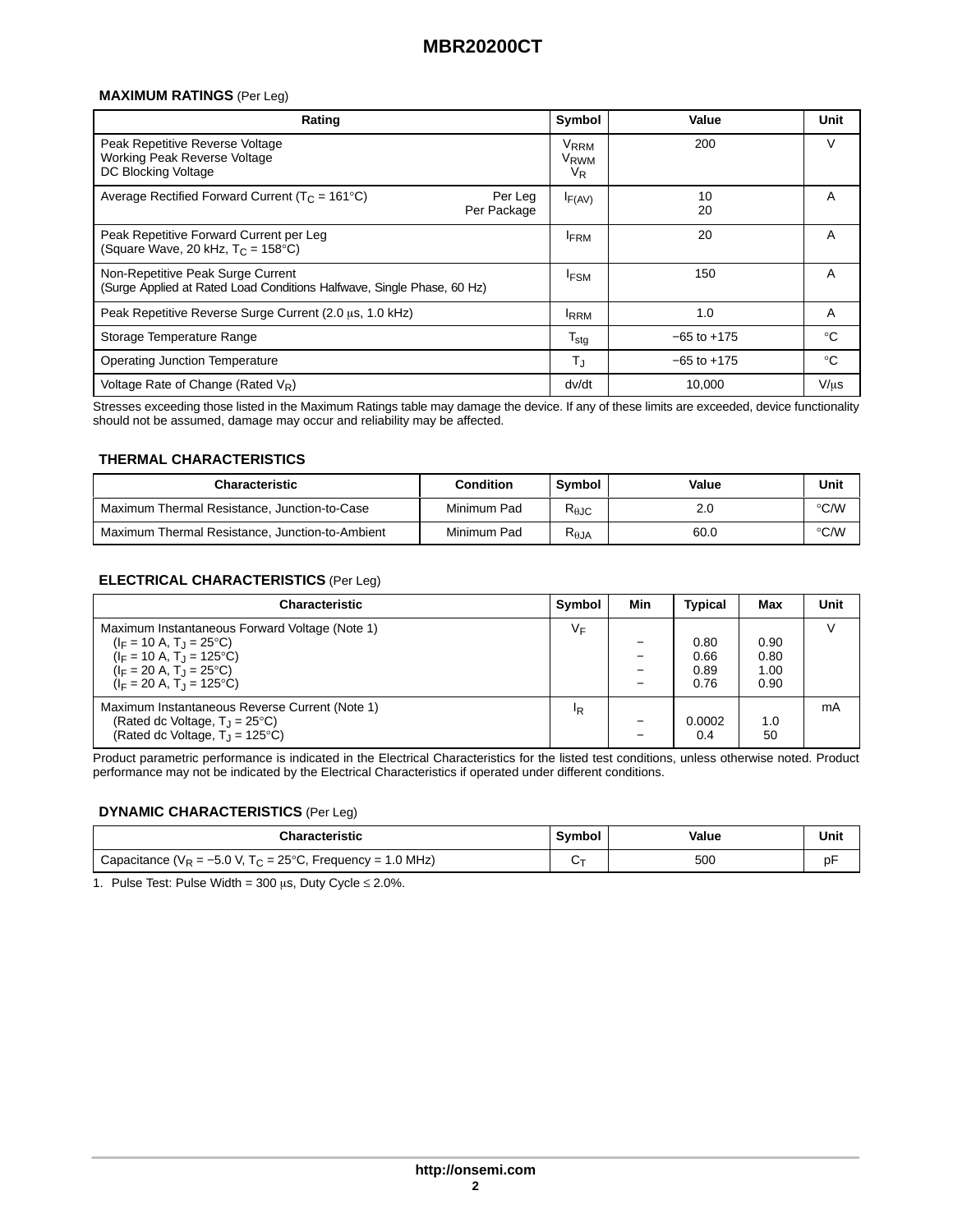### MAXIMUM RATINGS (Per Leg)

| Rating | | Symbol | Value | Unit |
|---|---|---|---|---|
| Peak Repetitive Reverse Voltage<br>Working Peak Reverse Voltage<br>DC Blocking Voltage | | $V_{RRM}$<br>$V_{RWM}$<br>$V_R$ | 200 | V |
| Average Rectified Forward Current ($T_C$ = 161°C) | Per Leg<br>Per Package | $I_{F(AV)}$ | 10<br>20 | A |
| Peak Repetitive Forward Current per Leg<br>(Square Wave, 20 kHz, $T_C$ = 158°C) | | $I_{FRM}$ | 20 | A |
| Non-Repetitive Peak Surge Current<br>(Surge Applied at Rated Load Conditions Halfwave, Single Phase, 60 Hz) | | $I_{FSM}$ | 150 | A |
| Peak Repetitive Reverse Surge Current (2.0 μs, 1.0 kHz) | | $I_{RRM}$ | 1.0 | A |
| Storage Temperature Range | | $T_{stg}$ | −65 to +175 | °C |
| Operating Junction Temperature | | $T_J$ | −65 to +175 | °C |
| Voltage Rate of Change (Rated $V_R$) | | dv/dt | 10,000 | V/μs |

Stresses exceeding those listed in the Maximum Ratings table may damage the device. If any of these limits are exceeded, device functionality should not be assumed, damage may occur and reliability may be affected.

### THERMAL CHARACTERISTICS

| Characteristic | Condition | Symbol | Value | Unit |
|---|---|---|---|---|
| Maximum Thermal Resistance, Junction-to-Case | Minimum Pad | $R_{\theta JC}$ | 2.0 | °C/W |
| Maximum Thermal Resistance, Junction-to-Ambient | Minimum Pad | $R_{\theta JA}$ | 60.0 | °C/W |

### ELECTRICAL CHARACTERISTICS (Per Leg)

| Characteristic | Symbol | Min | Typical | Max | Unit |
|---|---|---|---|---|---|
| Maximum Instantaneous Forward Voltage (Note 1) | $V_F$ | | | | V |
| ($I_F$ = 10 A, $T_J$ = 25°C) | | − | 0.80 | 0.90 | |
| ($I_F$ = 10 A, $T_J$ = 125°C) | | − | 0.66 | 0.80 | |
| ($I_F$ = 20 A, $T_J$ = 25°C) | | − | 0.89 | 1.00 | |
| ($I_F$ = 20 A, $T_J$ = 125°C) | | − | 0.76 | 0.90 | |
| Maximum Instantaneous Reverse Current (Note 1) | $I_R$ | | | | mA |
| (Rated dc Voltage, $T_J$ = 25°C) | | − | 0.0002 | 1.0 | |
| (Rated dc Voltage, $T_J$ = 125°C) | | − | 0.4 | 50 | |

Product parametric performance is indicated in the Electrical Characteristics for the listed test conditions, unless otherwise noted. Product performance may not be indicated by the Electrical Characteristics if operated under different conditions.

### DYNAMIC CHARACTERISTICS (Per Leg)

| Characteristic | Symbol | Value | Unit |
|---|---|---|---|
| Capacitance ($V_R$ = −5.0 V, $T_C$ = 25°C, Frequency = 1.0 MHz) | $C_T$ | 500 | pF |

1. Pulse Test: Pulse Width = 300 μs, Duty Cycle ≤ 2.0%.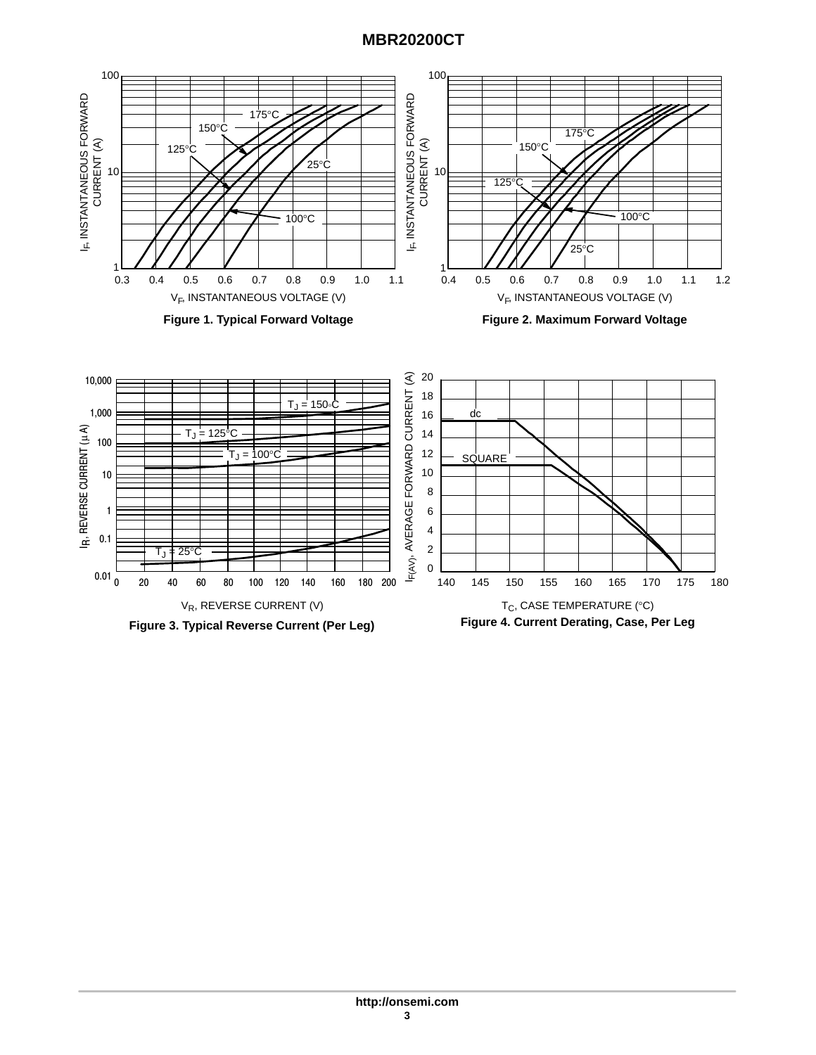Figure 1. Typical Forward Voltage

Figure 2. Maximum Forward Voltage

Figure 3. Typical Reverse Current (Per Leg)

Figure 4. Current Derating, Case, Per Leg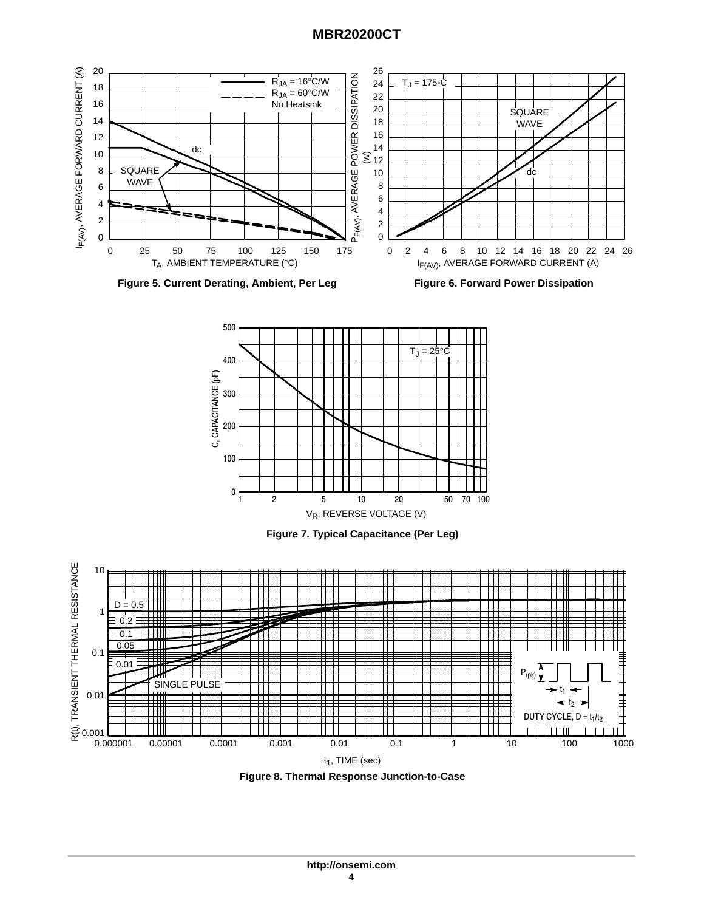Figure 5. Current Derating, Ambient, Per Leg

Figure 6. Forward Power Dissipation

Figure 7. Typical Capacitance (Per Leg)

Figure 8. Thermal Response Junction-to-Case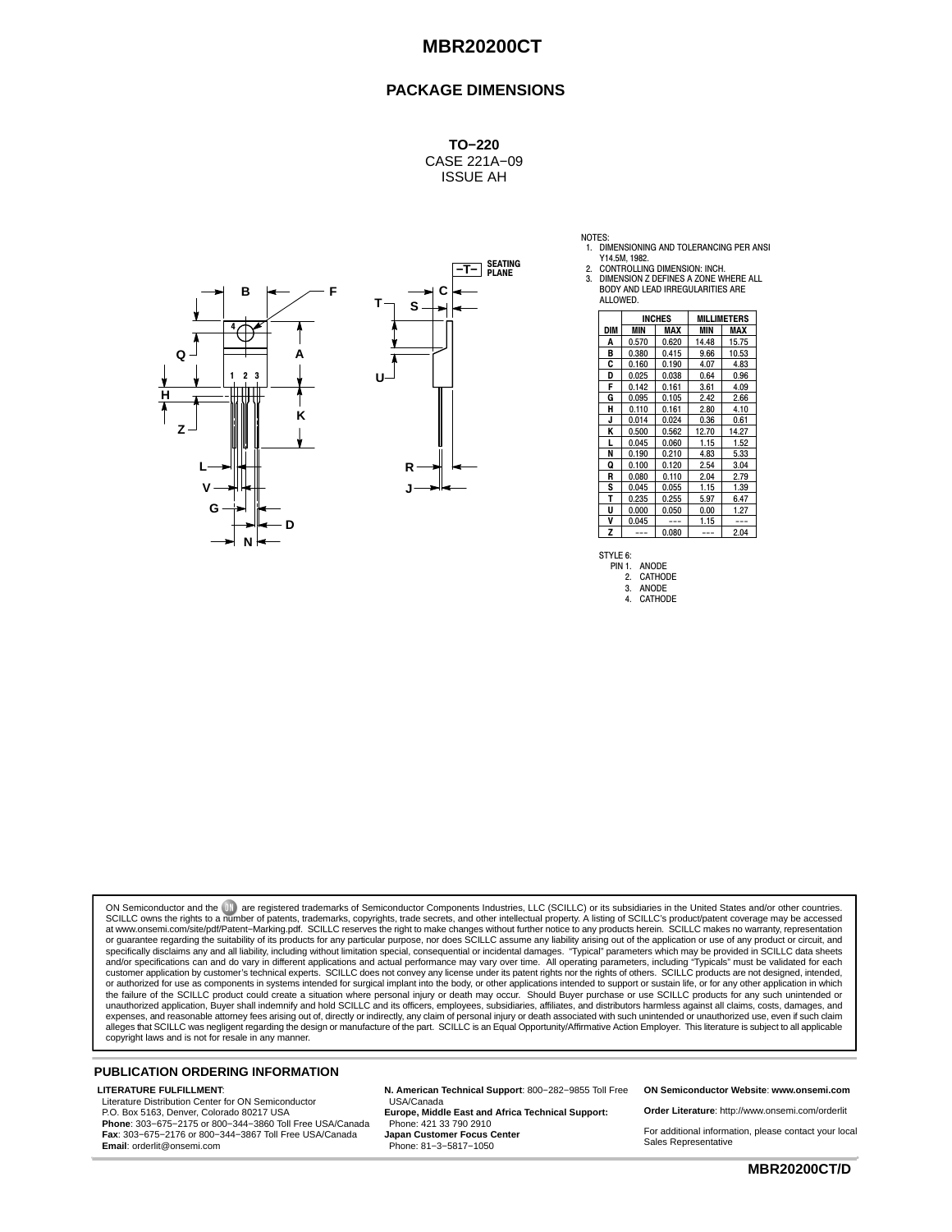## PACKAGE DIMENSIONS

**TO−220**
CASE 221A−09
ISSUE AH

SEATING PLANE
−T−
B F C T S Q A U H K Z L R V J G D N
4
1 2 3

NOTES:
1. DIMENSIONING AND TOLERANCING PER ANSI Y14.5M, 1982.
2. CONTROLLING DIMENSION: INCH.
3. DIMENSION Z DEFINES A ZONE WHERE ALL BODY AND LEAD IRREGULARITIES ARE ALLOWED.

| DIM | INCHES | | MILLIMETERS | |
|---|---|---|---|---|
| | MIN | MAX | MIN | MAX |
| A | 0.570 | 0.620 | 14.48 | 15.75 |
| B | 0.380 | 0.415 | 9.66 | 10.53 |
| C | 0.160 | 0.190 | 4.07 | 4.83 |
| D | 0.025 | 0.038 | 0.64 | 0.96 |
| F | 0.142 | 0.161 | 3.61 | 4.09 |
| G | 0.095 | 0.105 | 2.42 | 2.66 |
| H | 0.110 | 0.161 | 2.80 | 4.10 |
| J | 0.014 | 0.024 | 0.36 | 0.61 |
| K | 0.500 | 0.562 | 12.70 | 14.27 |
| L | 0.045 | 0.060 | 1.15 | 1.52 |
| N | 0.190 | 0.210 | 4.83 | 5.33 |
| Q | 0.100 | 0.120 | 2.54 | 3.04 |
| R | 0.080 | 0.110 | 2.04 | 2.79 |
| S | 0.045 | 0.055 | 1.15 | 1.39 |
| T | 0.235 | 0.255 | 5.97 | 6.47 |
| U | 0.000 | 0.050 | 0.00 | 1.27 |
| V | 0.045 | --- | 1.15 | --- |
| Z | --- | 0.080 | --- | 2.04 |

STYLE 6:
PIN 1. ANODE
2. CATHODE
3. ANODE
4. CATHODE

ON Semiconductor and the ON logo are registered trademarks of Semiconductor Components Industries, LLC (SCILLC) or its subsidiaries in the United States and/or other countries. SCILLC owns the rights to a number of patents, trademarks, copyrights, trade secrets, and other intellectual property. A listing of SCILLC's product/patent coverage may be accessed at www.onsemi.com/site/pdf/Patent−Marking.pdf. SCILLC reserves the right to make changes without further notice to any products herein. SCILLC makes no warranty, representation or guarantee regarding the suitability of its products for any particular purpose, nor does SCILLC assume any liability arising out of the application or use of any product or circuit, and specifically disclaims any and all liability, including without limitation special, consequential or incidental damages. "Typical" parameters which may be provided in SCILLC data sheets and/or specifications can and do vary in different applications and actual performance may vary over time. All operating parameters, including "Typicals" must be validated for each customer application by customer's technical experts. SCILLC does not convey any license under its patent rights nor the rights of others. SCILLC products are not designed, intended, or authorized for use as components in systems intended for surgical implant into the body, or other applications intended to support or sustain life, or for any other application in which the failure of the SCILLC product could create a situation where personal injury or death may occur. Should Buyer purchase or use SCILLC products for any such unintended or unauthorized application, Buyer shall indemnify and hold SCILLC and its officers, employees, subsidiaries, affiliates, and distributors harmless against all claims, costs, damages, and expenses, and reasonable attorney fees arising out of, directly or indirectly, any claim of personal injury or death associated with such unintended or unauthorized use, even if such claim alleges that SCILLC was negligent regarding the design or manufacture of the part. SCILLC is an Equal Opportunity/Affirmative Action Employer. This literature is subject to all applicable copyright laws and is not for resale in any manner.

## PUBLICATION ORDERING INFORMATION

**LITERATURE FULFILLMENT**:
Literature Distribution Center for ON Semiconductor
P.O. Box 5163, Denver, Colorado 80217 USA
**Phone**: 303−675−2175 or 800−344−3860 Toll Free USA/Canada
**Fax**: 303−675−2176 or 800−344−3867 Toll Free USA/Canada
**Email**: orderlit@onsemi.com

**N. American Technical Support**: 800−282−9855 Toll Free USA/Canada
**Europe, Middle East and Africa Technical Support:**
Phone: 421 33 790 2910
**Japan Customer Focus Center**
Phone: 81−3−5817−1050

**ON Semiconductor Website**: **www.onsemi.com**

**Order Literature**: http://www.onsemi.com/orderlit

For additional information, please contact your local Sales Representative

**MBR20200CT/D**